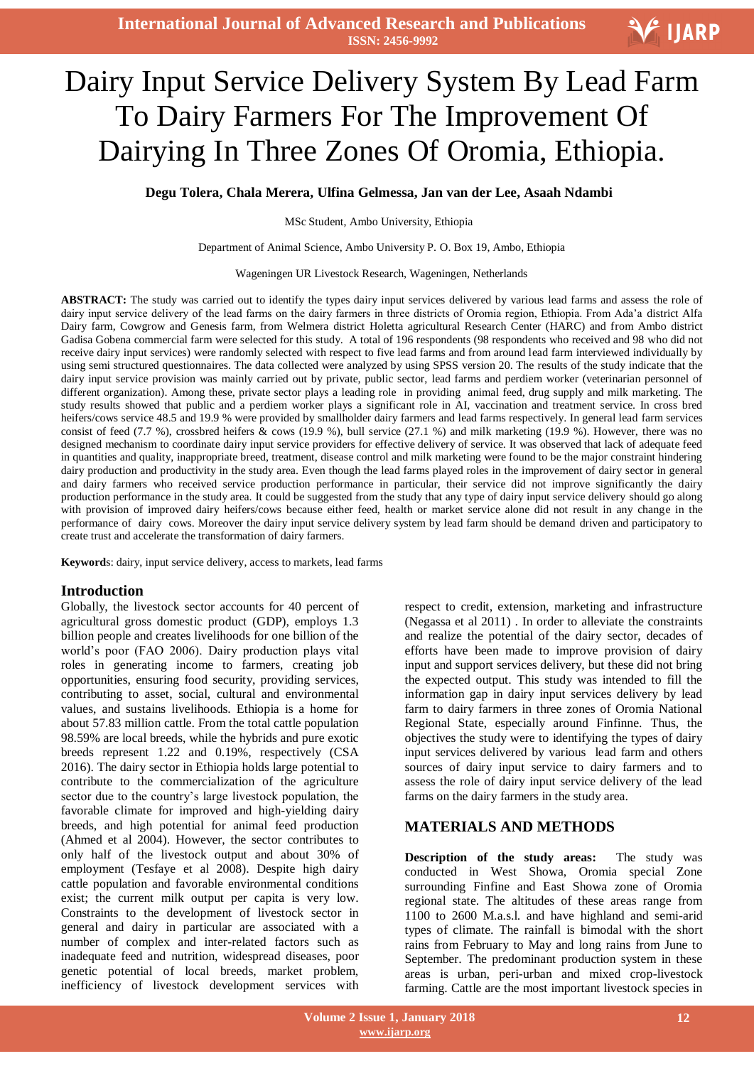# Dairy Input Service Delivery System By Lead Farm To Dairy Farmers For The Improvement Of Dairying In Three Zones Of Oromia, Ethiopia.

**Degu Tolera, Chala Merera, Ulfina Gelmessa, Jan van der Lee, Asaah Ndambi**

MSc Student, Ambo University, Ethiopia

Department of Animal Science, Ambo University P. O. Box 19, Ambo, Ethiopia

Wageningen UR Livestock Research, Wageningen, Netherlands

**ABSTRACT:** The study was carried out to identify the types dairy input services delivered by various lead farms and assess the role of dairy input service delivery of the lead farms on the dairy farmers in three districts of Oromia region, Ethiopia. From Ada'a district Alfa Dairy farm, Cowgrow and Genesis farm, from Welmera district Holetta agricultural Research Center (HARC) and from Ambo district Gadisa Gobena commercial farm were selected for this study. A total of 196 respondents (98 respondents who received and 98 who did not receive dairy input services) were randomly selected with respect to five lead farms and from around lead farm interviewed individually by using semi structured questionnaires. The data collected were analyzed by using SPSS version 20. The results of the study indicate that the dairy input service provision was mainly carried out by private, public sector, lead farms and perdiem worker (veterinarian personnel of different organization). Among these, private sector plays a leading role in providing animal feed, drug supply and milk marketing. The study results showed that public and a perdiem worker plays a significant role in AI, vaccination and treatment service. In cross bred heifers/cows service 48.5 and 19.9 % were provided by smallholder dairy farmers and lead farms respectively. In general lead farm services consist of feed (7.7 %), crossbred heifers & cows (19.9 %), bull service (27.1 %) and milk marketing (19.9 %). However, there was no designed mechanism to coordinate dairy input service providers for effective delivery of service. It was observed that lack of adequate feed in quantities and quality, inappropriate breed, treatment, disease control and milk marketing were found to be the major constraint hindering dairy production and productivity in the study area. Even though the lead farms played roles in the improvement of dairy sector in general and dairy farmers who received service production performance in particular, their service did not improve significantly the dairy production performance in the study area. It could be suggested from the study that any type of dairy input service delivery should go along with provision of improved dairy heifers/cows because either feed, health or market service alone did not result in any change in the performance of dairy cows. Moreover the dairy input service delivery system by lead farm should be demand driven and participatory to create trust and accelerate the transformation of dairy farmers.

**Keywords**: dairy, input service delivery, access to markets, lead farms

## Introduction

Globally, the livestock sector accounts for 40 percent of agricultural gross domestic product (GDP), employs 1.3 billion people and creates livelihoods for one billion of the world's poor (FAO 2006). Dairy production plays vital roles in generating income to farmers, creating job opportunities, ensuring food security, providing services, contributing to asset, social, cultural and environmental values, and sustains livelihoods. Ethiopia is a home for about 57.83 million cattle. From the total cattle population 98.59% are local breeds, while the hybrids and pure exotic breeds represent 1.22 and 0.19%, respectively (CSA 2016). The dairy sector in Ethiopia holds large potential to contribute to the commercialization of the agriculture sector due to the country's large livestock population, the favorable climate for improved and high-yielding dairy breeds, and high potential for animal feed production (Ahmed et al 2004). However, the sector contributes to only half of the livestock output and about 30% of employment (Tesfaye et al 2008). Despite high dairy cattle population and favorable environmental conditions exist; the current milk output per capita is very low. Constraints to the development of livestock sector in general and dairy in particular are associated with a number of complex and inter-related factors such as inadequate feed and nutrition, widespread diseases, poor genetic potential of local breeds, market problem, inefficiency of livestock development services with respect to credit, extension, marketing and infrastructure (Negassa et al 2011) . In order to alleviate the constraints and realize the potential of the dairy sector, decades of efforts have been made to improve provision of dairy input and support services delivery, but these did not bring the expected output. This study was intended to fill the information gap in dairy input services delivery by lead farm to dairy farmers in three zones of Oromia National Regional State, especially around Finfinne. Thus, the objectives the study were to identifying the types of dairy input services delivered by various lead farm and others sources of dairy input service to dairy farmers and to assess the role of dairy input service delivery of the lead farms on the dairy farmers in the study area.

## MATERIALS AND METHODS

**Description of the study areas:** The study was conducted in West Showa, Oromia special Zone surrounding Finfine and East Showa zone of Oromia regional state. The altitudes of these areas range from 1100 to 2600 M.a.s.l. and have highland and semi-arid types of climate. The rainfall is bimodal with the short rains from February to May and long rains from June to September. The predominant production system in these areas is urban, peri-urban and mixed crop-livestock farming. Cattle are the most important livestock species in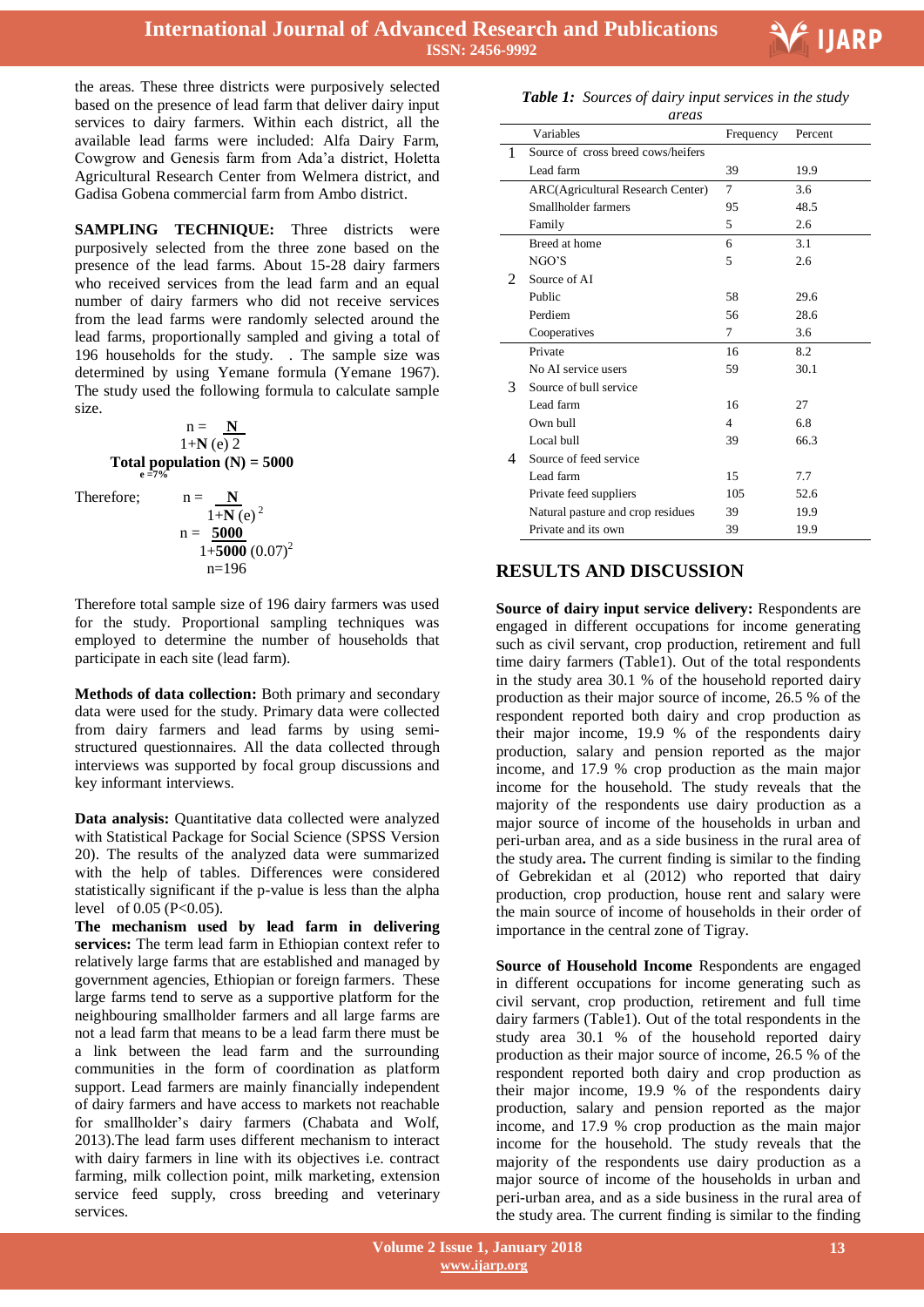the areas. These three districts were purposively selected based on the presence of lead farm that deliver dairy input services to dairy farmers. Within each district, all the available lead farms were included: Alfa Dairy Farm, Cowgrow and Genesis farm from Ada'a district, Holetta Agricultural Research Center from Welmera district, and Gadisa Gobena commercial farm from Ambo district.

**SAMPLING TECHNIQUE:** Three districts were purposively selected from the three zone based on the presence of the lead farms. About 15-28 dairy farmers who received services from the lead farm and an equal number of dairy farmers who did not receive services from the lead farms were randomly selected around the lead farms, proportionally sampled and giving a total of 196 households for the study. . The sample size was determined by using Yemane formula (Yemane 1967). The study used the following formula to calculate sample size.

$$n = \frac{\mathbf{N}}{1+\mathbf{N}(e)2}$$

**Total population (N) = 5000**
**e =7%**

Therefore;

$$n = \frac{\mathbf{N}}{1+\mathbf{N}(e)^2}$$

$$n = \frac{\mathbf{5000}}{1+\mathbf{5000}(0.07)^2}$$

$$n=196$$

Therefore total sample size of 196 dairy farmers was used for the study. Proportional sampling techniques was employed to determine the number of households that participate in each site (lead farm).

**Methods of data collection:** Both primary and secondary data were used for the study. Primary data were collected from dairy farmers and lead farms by using semi-structured questionnaires. All the data collected through interviews was supported by focal group discussions and key informant interviews.

**Data analysis:** Quantitative data collected were analyzed with Statistical Package for Social Science (SPSS Version 20). The results of the analyzed data were summarized with the help of tables. Differences were considered statistically significant if the p-value is less than the alpha level of 0.05 ($P<0.05$).

**The mechanism used by lead farm in delivering services:** The term lead farm in Ethiopian context refer to relatively large farms that are established and managed by government agencies, Ethiopian or foreign farmers. These large farms tend to serve as a supportive platform for the neighbouring smallholder farmers and all large farms are not a lead farm that means to be a lead farm there must be a link between the lead farm and the surrounding communities in the form of coordination as platform support. Lead farmers are mainly financially independent of dairy farmers and have access to markets not reachable for smallholder's dairy farmers (Chabata and Wolf, 2013).The lead farm uses different mechanism to interact with dairy farmers in line with its objectives i.e. contract farming, milk collection point, milk marketing, extension service feed supply, cross breeding and veterinary services.

***Table 1:** Sources of dairy input services in the study areas*

| | Variables | Frequency | Percent |
|---|---|---|---|
| 1 | Source of cross breed cows/heifers | | |
| | Lead farm | 39 | 19.9 |
| | ARC(Agricultural Research Center) | 7 | 3.6 |
| | Smallholder farmers | 95 | 48.5 |
| | Family | 5 | 2.6 |
| | Breed at home | 6 | 3.1 |
| | NGO'S | 5 | 2.6 |
| 2 | Source of AI | | |
| | Public | 58 | 29.6 |
| | Perdiem | 56 | 28.6 |
| | Cooperatives | 7 | 3.6 |
| | Private | 16 | 8.2 |
| | No AI service users | 59 | 30.1 |
| 3 | Source of bull service | | |
| | Lead farm | 16 | 27 |
| | Own bull | 4 | 6.8 |
| | Local bull | 39 | 66.3 |
| 4 | Source of feed service | | |
| | Lead farm | 15 | 7.7 |
| | Private feed suppliers | 105 | 52.6 |
| | Natural pasture and crop residues | 39 | 19.9 |
| | Private and its own | 39 | 19.9 |

## RESULTS AND DISCUSSION

**Source of dairy input service delivery:** Respondents are engaged in different occupations for income generating such as civil servant, crop production, retirement and full time dairy farmers (Table1). Out of the total respondents in the study area 30.1 % of the household reported dairy production as their major source of income, 26.5 % of the respondent reported both dairy and crop production as their major income, 19.9 % of the respondents dairy production, salary and pension reported as the major income, and 17.9 % crop production as the main major income for the household. The study reveals that the majority of the respondents use dairy production as a major source of income of the households in urban and peri-urban area, and as a side business in the rural area of the study area**.** The current finding is similar to the finding of Gebrekidan et al (2012) who reported that dairy production, crop production, house rent and salary were the main source of income of households in their order of importance in the central zone of Tigray.

**Source of Household Income** Respondents are engaged in different occupations for income generating such as civil servant, crop production, retirement and full time dairy farmers (Table1). Out of the total respondents in the study area 30.1 % of the household reported dairy production as their major source of income, 26.5 % of the respondent reported both dairy and crop production as their major income, 19.9 % of the respondents dairy production, salary and pension reported as the main major income, and 17.9 % crop production as the main major income for the household. The study reveals that the majority of the respondents use dairy production as a major source of income of the households in urban and peri-urban area, and as a side business in the rural area of the study area. The current finding is similar to the finding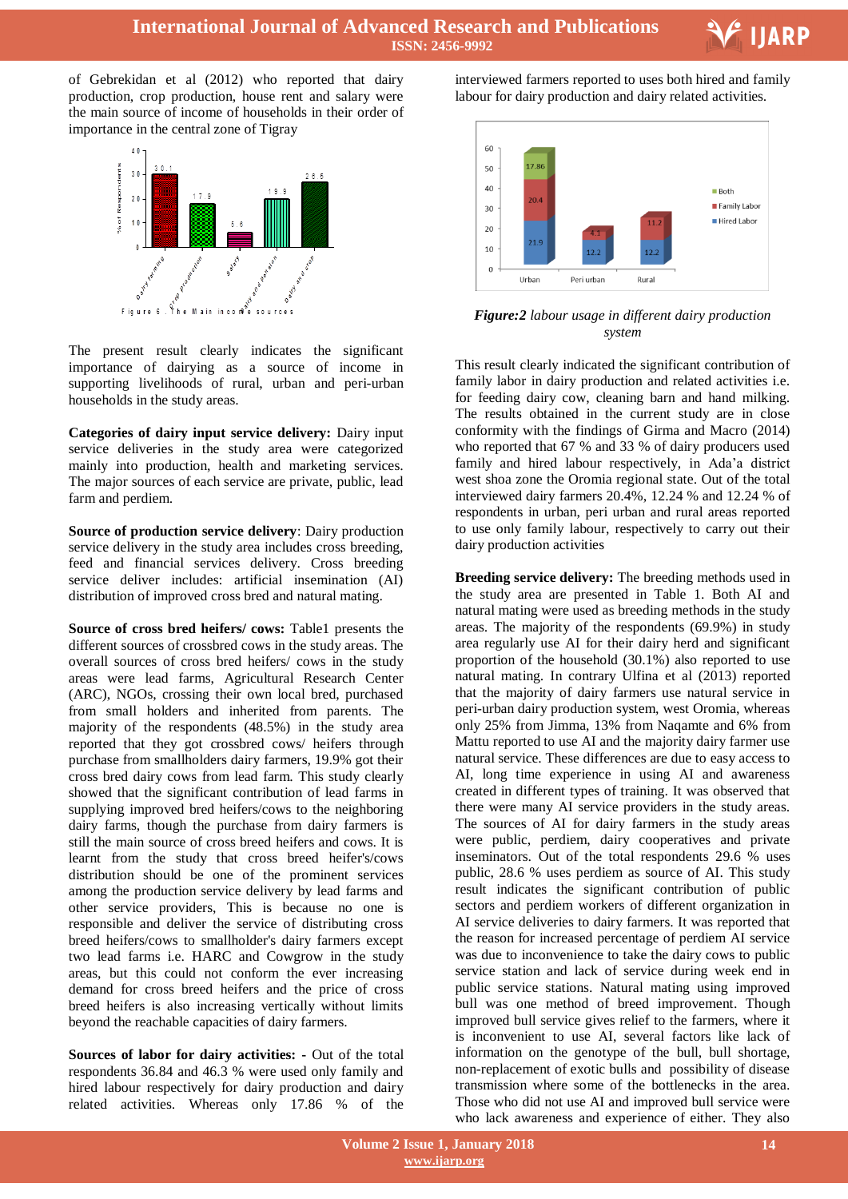of Gebrekidan et al (2012) who reported that dairy production, crop production, house rent and salary were the main source of income of households in their order of importance in the central zone of Tigray

% of Respondents
40
30
20
10
0
30.1
17.9
5.6
19.9
26.5
Dairy farming
Crop production
Salary
Dairy and pension
Dairy and crop

Figure 6. The Main income sources

The present result clearly indicates the significant importance of dairying as a source of income in supporting livelihoods of rural, urban and peri-urban households in the study areas.

**Categories of dairy input service delivery:** Dairy input service deliveries in the study area were categorized mainly into production, health and marketing services. The major sources of each service are private, public, lead farm and perdiem.

**Source of production service delivery**: Dairy production service delivery in the study area includes cross breeding, feed and financial services delivery. Cross breeding service deliver includes: artificial insemination (AI) distribution of improved cross bred and natural mating.

**Source of cross bred heifers/ cows:** Table1 presents the different sources of crossbred cows in the study areas. The overall sources of cross bred heifers/ cows in the study areas were lead farms, Agricultural Research Center (ARC), NGOs, crossing their own local bred, purchased from small holders and inherited from parents. The majority of the respondents (48.5%) in the study area reported that they got crossbred cows/ heifers through purchase from smallholders dairy farmers, 19.9% got their cross bred dairy cows from lead farm. This study clearly showed that the significant contribution of lead farms in supplying improved bred heifers/cows to the neighboring dairy farms, though the purchase from dairy farmers is still the main source of cross breed heifers and cows. It is learnt from the study that cross breed heifer's/cows distribution should be one of the prominent services among the production service delivery by lead farms and other service providers, This is because no one is responsible and deliver the service of distributing cross breed heifers/cows to smallholder's dairy farmers except two lead farms i.e. HARC and Cowgrow in the study areas, but this could not conform the ever increasing demand for cross breed heifers and the price of cross breed heifers is also increasing vertically without limits beyond the reachable capacities of dairy farmers.

**Sources of labor for dairy activities: -** Out of the total respondents 36.84 and 46.3 % were used only family and hired labour respectively for dairy production and dairy related activities. Whereas only 17.86 % of the interviewed farmers reported to uses both hired and family labour for dairy production and dairy related activities.

60
50
40
30
20
10
0
17.86
20.4
21.9
4.1
12.2
11.2
12.2
Urban
Peri urban
Rural
Both
Family Labor
Hired Labor

***Figure:2*** *labour usage in different dairy production system*

This result clearly indicated the significant contribution of family labor in dairy production and related activities i.e. for feeding dairy cow, cleaning barn and hand milking. The results obtained in the current study are in close conformity with the findings of Girma and Macro (2014) who reported that 67 % and 33 % of dairy producers used family and hired labour respectively, in Ada'a district west shoa zone the Oromia regional state. Out of the total interviewed dairy farmers 20.4%, 12.24 % and 12.24 % of respondents in urban, peri urban and rural areas reported to use only family labour, respectively to carry out their dairy production activities

**Breeding service delivery:** The breeding methods used in the study area are presented in Table 1. Both AI and natural mating were used as breeding methods in the study areas. The majority of the respondents (69.9%) in study area regularly use AI for their dairy herd and significant proportion of the household (30.1%) also reported to use natural mating. In contrary Ulfina et al (2013) reported that the majority of dairy farmers use natural service in peri-urban dairy production system, west Oromia, whereas only 25% from Jimma, 13% from Naqamte and 6% from Mattu reported to use AI and the majority dairy farmer use natural service. These differences are due to easy access to AI, long time experience in using AI and awareness created in different types of training. It was observed that there were many AI service providers in the study areas. The sources of AI for dairy farmers in the study areas were public, perdiem, dairy cooperatives and private inseminators. Out of the total respondents 29.6 % uses public, 28.6 % uses perdiem as source of AI. This study result indicates the significant contribution of public sectors and perdiem workers of different organization in AI service deliveries to dairy farmers. It was reported that the reason for increased percentage of perdiem AI service was due to inconvenience to take the dairy cows to public service station and lack of service during week end in public service stations. Natural mating using improved bull was one method of breed improvement. Though improved bull service gives relief to the farmers, where it is inconvenient to use AI, several factors like lack of information on the genotype of the bull, bull shortage, non-replacement of exotic bulls and possibility of disease transmission where some of the bottlenecks in the area. Those who did not use AI and improved bull service were who lack awareness and experience of either. They also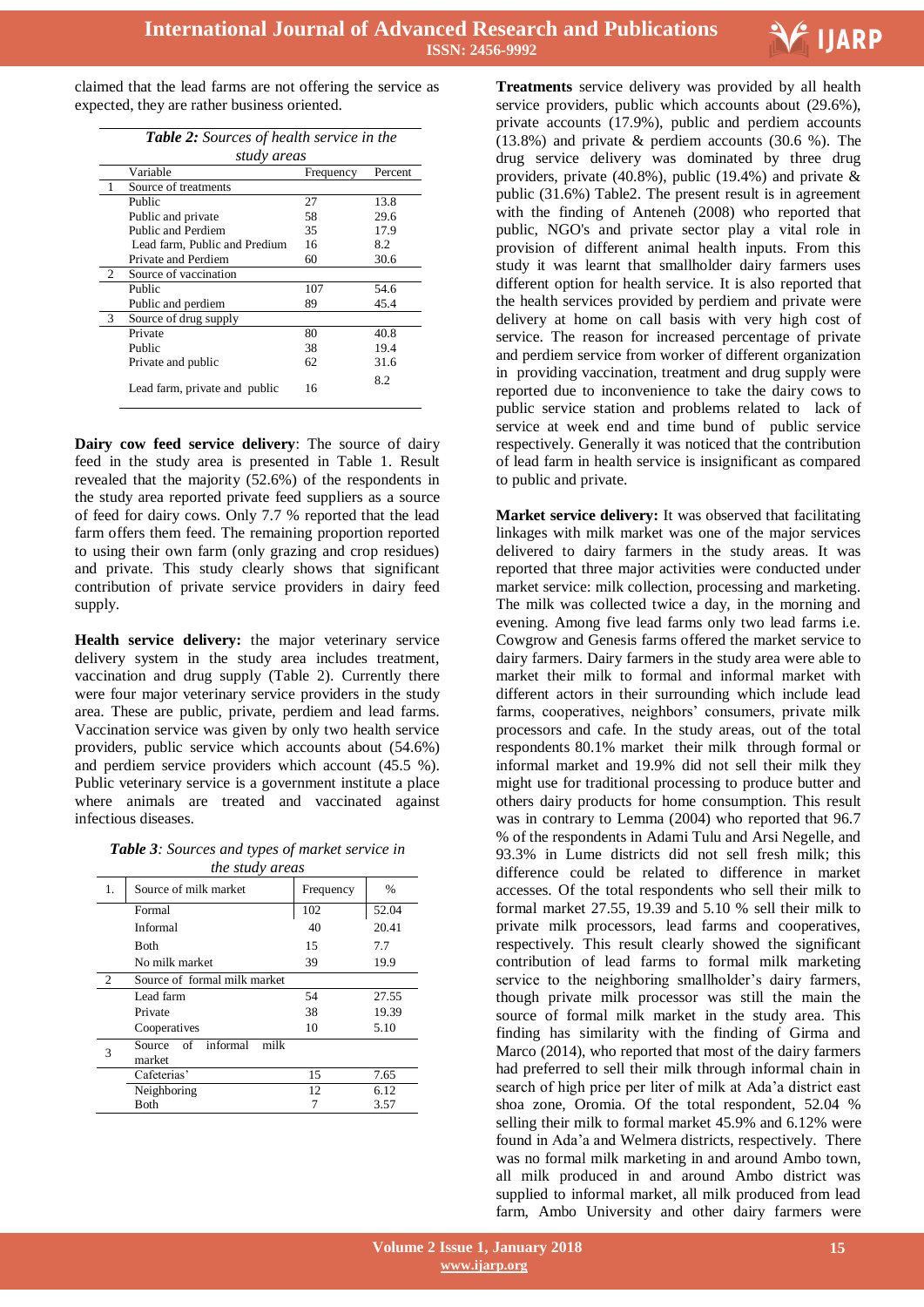claimed that the lead farms are not offering the service as expected, they are rather business oriented.

***Table 2:*** *Sources of health service in the study areas*

| | Variable | Frequency | Percent |
|---|---|---|---|
| 1 | Source of treatments | | |
| | Public | 27 | 13.8 |
| | Public and private | 58 | 29.6 |
| | Public and Perdiem | 35 | 17.9 |
| | Lead farm, Public and Predium | 16 | 8.2 |
| | Private and Perdiem | 60 | 30.6 |
| 2 | Source of vaccination | | |
| | Public | 107 | 54.6 |
| | Public and perdiem | 89 | 45.4 |
| 3 | Source of drug supply | | |
| | Private | 80 | 40.8 |
| | Public | 38 | 19.4 |
| | Private and public | 62 | 31.6 |
| | Lead farm, private and public | 16 | 8.2 |

**Dairy cow feed service delivery**: The source of dairy feed in the study area is presented in Table 1. Result revealed that the majority (52.6%) of the respondents in the study area reported private feed suppliers as a source of feed for dairy cows. Only 7.7 % reported that the lead farm offers them feed. The remaining proportion reported to using their own farm (only grazing and crop residues) and private. This study clearly shows that significant contribution of private service providers in dairy feed supply.

**Health service delivery:** the major veterinary service delivery system in the study area includes treatment, vaccination and drug supply (Table 2). Currently there were four major veterinary service providers in the study area. These are public, private, perdiem and lead farms. Vaccination service was given by only two health service providers, public service which accounts about (54.6%) and perdiem service providers which account (45.5 %). Public veterinary service is a government institute a place where animals are treated and vaccinated against infectious diseases.

***Table 3****: Sources and types of market service in the study areas*

| | | Frequency | % |
|---|---|---|---|
| 1. | Source of milk market | | |
| | Formal | 102 | 52.04 |
| | Informal | 40 | 20.41 |
| | Both | 15 | 7.7 |
| | No milk market | 39 | 19.9 |
| 2 | Source of formal milk market | | |
| | Lead farm | 54 | 27.55 |
| | Private | 38 | 19.39 |
| | Cooperatives | 10 | 5.10 |
| 3 | Source of informal milk market | | |
| | Cafeterias' | 15 | 7.65 |
| | Neighboring | 12 | 6.12 |
| | Both | 7 | 3.57 |

**Treatments** service delivery was provided by all health service providers, public which accounts about (29.6%), private accounts (17.9%), public and perdiem accounts (13.8%) and private & perdiem accounts (30.6 %). The drug service delivery was dominated by three drug providers, private (40.8%), public (19.4%) and private & public (31.6%) Table2. The present result is in agreement with the finding of Anteneh (2008) who reported that public, NGO's and private sector play a vital role in provision of different animal health inputs. From this study it was learnt that smallholder dairy farmers uses different option for health service. It is also reported that the health services provided by perdiem and private were delivery at home on call basis with very high cost of service. The reason for increased percentage of private and perdiem service from worker of different organization in providing vaccination, treatment and drug supply were reported due to inconvenience to take the dairy cows to public service station and problems related to lack of service at week end and time bund of public service respectively. Generally it was noticed that the contribution of lead farm in health service is insignificant as compared to public and private.

**Market service delivery:** It was observed that facilitating linkages with milk market was one of the major services delivered to dairy farmers in the study areas. It was reported that three major activities were conducted under market service: milk collection, processing and marketing. The milk was collected twice a day, in the morning and evening. Among five lead farms only two lead farms i.e. Cowgrow and Genesis farms offered the market service to dairy farmers. Dairy farmers in the study area were able to market their milk to formal and informal market with different actors in their surrounding which include lead farms, cooperatives, neighbors' consumers, private milk processors and cafe. In the study areas, out of the total respondents 80.1% market their milk through formal or informal market and 19.9% did not sell their milk they might use for traditional processing to produce butter and others dairy products for home consumption. This result was in contrary to Lemma (2004) who reported that 96.7 % of the respondents in Adami Tulu and Arsi Negelle, and 93.3% in Lume districts did not sell fresh milk; this difference could be related to difference in market accesses. Of the total respondents who sell their milk to formal market 27.55, 19.39 and 5.10 % sell their milk to private milk processors, lead farms and cooperatives, respectively. This result clearly showed the significant contribution of lead farms to formal milk marketing service to the neighboring smallholder's dairy farmers, though private milk processor was still the main the source of formal milk market in the study area. This finding has similarity with the finding of Girma and Marco (2014), who reported that most of the dairy farmers had preferred to sell their milk through informal chain in search of high price per liter of milk at Ada'a district east shoa zone, Oromia. Of the total respondent, 52.04 % selling their milk to formal market 45.9% and 6.12% were found in Ada'a and Welmera districts, respectively. There was no formal milk marketing in and around Ambo town, all milk produced in and around Ambo district was supplied to informal market, all milk produced from lead farm, Ambo University and other dairy farmers were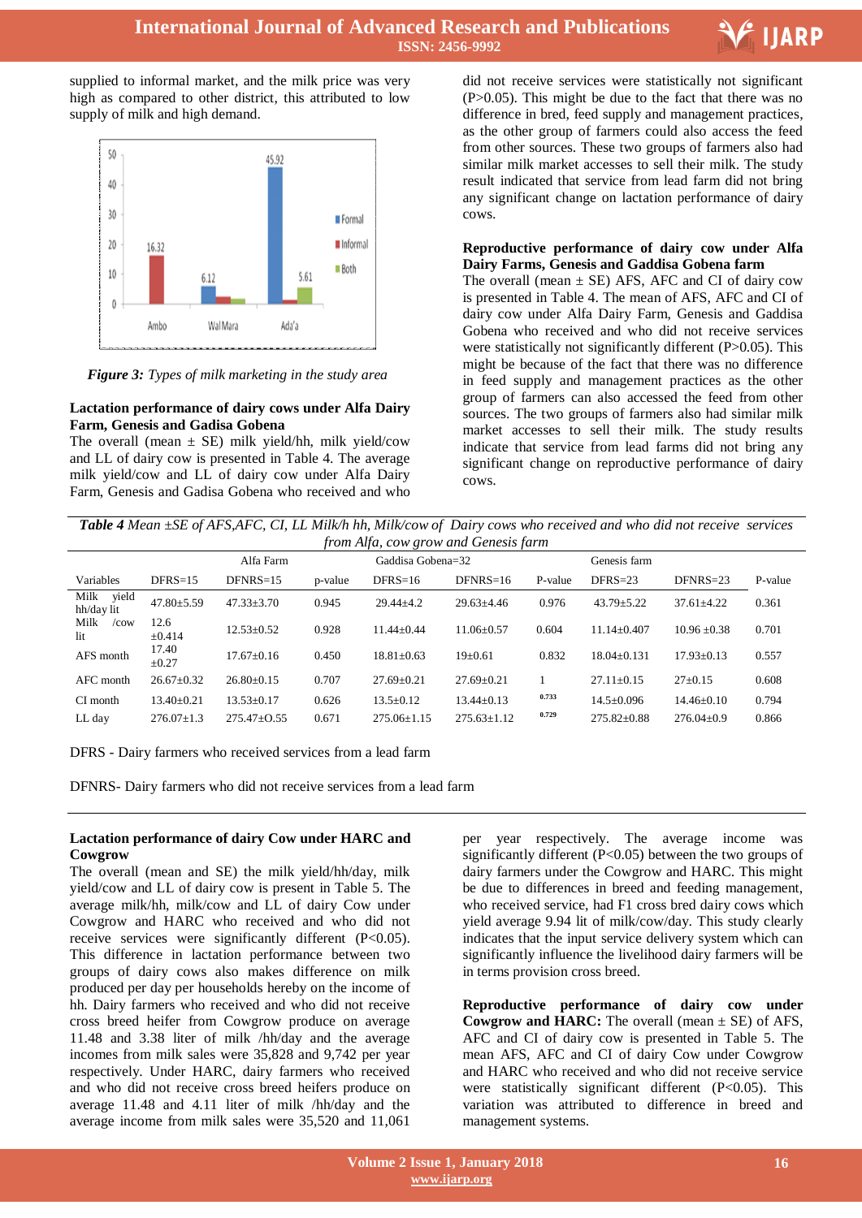supplied to informal market, and the milk price was very high as compared to other district, this attributed to low supply of milk and high demand.

50
40
30
20
10
0
16.32
6.12
45.92
5.61
Ambo
Wal Mara
Ada'a
Formal
Informal
Both

*Figure 3: Types of milk marketing in the study area*

**Lactation performance of dairy cows under Alfa Dairy Farm, Genesis and Gadisa Gobena**

The overall (mean ± SE) milk yield/hh, milk yield/cow and LL of dairy cow is presented in Table 4. The average milk yield/cow and LL of dairy cow under Alfa Dairy Farm, Genesis and Gadisa Gobena who received and who did not receive services were statistically not significant (P>0.05). This might be due to the fact that there was no difference in bred, feed supply and management practices, as the other group of farmers could also access the feed from other sources. These two groups of farmers also had similar milk market accesses to sell their milk. The study result indicated that service from lead farm did not bring any significant change on lactation performance of dairy cows.

**Reproductive performance of dairy cow under Alfa Dairy Farms, Genesis and Gaddisa Gobena farm**

The overall (mean ± SE) AFS, AFC and CI of dairy cow is presented in Table 4. The mean of AFS, AFC and CI of dairy cow under Alfa Dairy Farm, Genesis and Gaddisa Gobena who received and who did not receive services were statistically not significantly different (P>0.05). This might be because of the fact that there was no difference in feed supply and management practices as the other group of farmers can also accessed the feed from other sources. The two groups of farmers also had similar milk market accesses to sell their milk. The study results indicate that service from lead farms did not bring any significant change on reproductive performance of dairy cows.

***Table 4** Mean ±SE of AFS,AFC, CI, LL Milk/h hh, Milk/cow of Dairy cows who received and who did not receive services from Alfa, cow grow and Genesis farm*

| | Alfa Farm | | | Gaddisa Gobena=32 | | | Genesis farm | | |
|---|---|---|---|---|---|---|---|---|---|
| Variables | DFRS=15 | DFNRS=15 | p-value | DFRS=16 | DFNRS=16 | P-value | DFRS=23 | DFNRS=23 | P-value |
| Milk yield hh/day lit | 47.80±5.59 | 47.33±3.70 | 0.945 | 29.44±4.2 | 29.63±4.46 | 0.976 | 43.79±5.22 | 37.61±4.22 | 0.361 |
| Milk /cow lit | 12.6 ±0.414 | 12.53±0.52 | 0.928 | 11.44±0.44 | 11.06±0.57 | 0.604 | 11.14±0.407 | 10.96 ±0.38 | 0.701 |
| AFS month | 17.40 ±0.27 | 17.67±0.16 | 0.450 | 18.81±0.63 | 19±0.61 | 0.832 | 18.04±0.131 | 17.93±0.13 | 0.557 |
| AFC month | 26.67±0.32 | 26.80±0.15 | 0.707 | 27.69±0.21 | 27.69±0.21 | 1 | 27.11±0.15 | 27±0.15 | 0.608 |
| CI month | 13.40±0.21 | 13.53±0.17 | 0.626 | 13.5±0.12 | 13.44±0.13 | 0.733 | 14.5±0.096 | 14.46±0.10 | 0.794 |
| LL day | 276.07±1.3 | 275.47±O.55 | 0.671 | 275.06±1.15 | 275.63±1.12 | 0.729 | 275.82±0.88 | 276.04±0.9 | 0.866 |

DFRS - Dairy farmers who received services from a lead farm

DFNRS- Dairy farmers who did not receive services from a lead farm

**Lactation performance of dairy Cow under HARC and Cowgrow**

The overall (mean and SE) the milk yield/hh/day, milk yield/cow and LL of dairy cow is present in Table 5. The average milk/hh, milk/cow and LL of dairy Cow under Cowgrow and HARC who received and who did not receive services were significantly different (P<0.05). This difference in lactation performance between two groups of dairy cows also makes difference on milk produced per day per households hereby on the income of hh. Dairy farmers who received and who did not receive cross breed heifer from Cowgrow produce on average 11.48 and 3.38 liter of milk /hh/day and the average incomes from milk sales were 35,828 and 9,742 per year respectively. Under HARC, dairy farmers who received and who did not receive cross breed heifers produce on average 11.48 and 4.11 liter of milk /hh/day and the average income from milk sales were 35,520 and 11,061 per year respectively. The average income was significantly different (P<0.05) between the two groups of dairy farmers under the Cowgrow and HARC. This might be due to differences in breed and feeding management, who received service, had F1 cross bred dairy cows which yield average 9.94 lit of milk/cow/day. This study clearly indicates that the input service delivery system which can significantly influence the livelihood dairy farmers will be in terms provision cross breed.

**Reproductive performance of dairy cow under Cowgrow and HARC:** The overall (mean ± SE) of AFS, AFC and CI of dairy cow is presented in Table 5. The mean AFS, AFC and CI of dairy Cow under Cowgrow and HARC who received and who did not receive service were statistically significant different (P<0.05). This variation was attributed to difference in breed and management systems.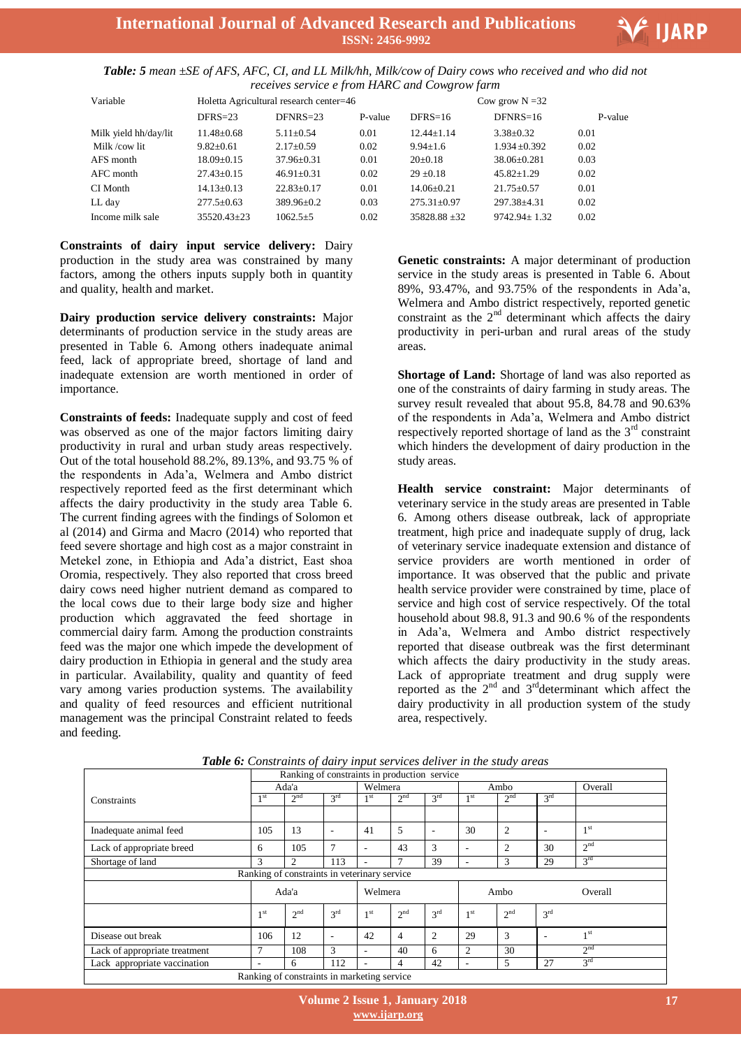***Table: 5** mean ±SE of AFS, AFC, CI, and LL Milk/hh, Milk/cow of Dairy cows who received and who did not receives service e from HARC and Cowgrow farm*

| Variable | Holetta Agricultural research center=46 | | | Cow grow N =32 | | |
|---|---|---|---|---|---|---|
| | DFRS=23 | DFNRS=23 | P-value | DFRS=16 | DFNRS=16 | P-value |
| Milk yield hh/day/lit | 11.48±0.68 | 5.11±0.54 | 0.01 | 12.44±1.14 | 3.38±0.32 | 0.01 |
| Milk /cow lit | 9.82±0.61 | 2.17±0.59 | 0.02 | 9.94±1.6 | 1.934±0.392 | 0.02 |
| AFS month | 18.09±0.15 | 37.96±0.31 | 0.01 | 20±0.18 | 38.06±0.281 | 0.03 |
| AFC month | 27.43±0.15 | 46.91±0.31 | 0.02 | 29 ±0.18 | 45.82±1.29 | 0.02 |
| CI Month | 14.13±0.13 | 22.83±0.17 | 0.01 | 14.06±0.21 | 21.75±0.57 | 0.01 |
| LL day | 277.5±0.63 | 389.96±0.2 | 0.03 | 275.31±0.97 | 297.38±4.31 | 0.02 |
| Income milk sale | 35520.43±23 | 1062.5±5 | 0.02 | 35828.88 ±32 | 9742.94± 1.32 | 0.02 |

**Constraints of dairy input service delivery:** Dairy production in the study area was constrained by many factors, among the others inputs supply both in quantity and quality, health and market.

**Dairy production service delivery constraints:** Major determinants of production service in the study areas are presented in Table 6. Among others inadequate animal feed, lack of appropriate breed, shortage of land and inadequate extension are worth mentioned in order of importance.

**Constraints of feeds:** Inadequate supply and cost of feed was observed as one of the major factors limiting dairy productivity in rural and urban study areas respectively. Out of the total household 88.2%, 89.13%, and 93.75 % of the respondents in Ada'a, Welmera and Ambo district respectively reported feed as the first determinant which affects the dairy productivity in the study area Table 6. The current finding agrees with the findings of Solomon et al (2014) and Girma and Macro (2014) who reported that feed severe shortage and high cost as a major constraint in Metekel zone, in Ethiopia and Ada'a district, East shoa Oromia, respectively. They also reported that cross breed dairy cows need higher nutrient demand as compared to the local cows due to their large body size and higher production which aggravated the feed shortage in commercial dairy farm. Among the production constraints feed was the major one which impede the development of dairy production in Ethiopia in general and the study area in particular. Availability, quality and quantity of feed vary among varies production systems. The availability and quality of feed resources and efficient nutritional management was the principal Constraint related to feeds and feeding.

**Genetic constraints:** A major determinant of production service in the study areas is presented in Table 6. About 89%, 93.47%, and 93.75% of the respondents in Ada'a, Welmera and Ambo district respectively, reported genetic constraint as the 2nd determinant which affects the dairy productivity in peri-urban and rural areas of the study areas.

**Shortage of Land:** Shortage of land was also reported as one of the constraints of dairy farming in study areas. The survey result revealed that about 95.8, 84.78 and 90.63% of the respondents in Ada'a, Welmera and Ambo district respectively reported shortage of land as the 3rd constraint which hinders the development of dairy production in the study areas.

**Health service constraint:** Major determinants of veterinary service in the study areas are presented in Table 6. Among others disease outbreak, lack of appropriate treatment, high price and inadequate supply of drug, lack of veterinary service inadequate extension and distance of service providers are worth mentioned in order of importance. It was observed that the public and private health service provider were constrained by time, place of service and high cost of service respectively. Of the total household about 98.8, 91.3 and 90.6 % of the respondents in Ada'a, Welmera and Ambo district respectively reported that disease outbreak was the first determinant which affects the dairy productivity in the study areas. Lack of appropriate treatment and drug supply were reported as the 2nd and 3rd determinant which affect the dairy productivity in all production system of the study area, respectively.

***Table 6:** Constraints of dairy input services deliver in the study areas*

| Constraints | Ranking of constraints in production service | | | | | | | | | |
|---|---|---|---|---|---|---|---|---|---|---|
| | Ada'a | | | Welmera | | | Ambo | | | Overall |
| | 1st | 2nd | 3rd | 1st | 2nd | 3rd | 1st | 2nd | 3rd | |
| Inadequate animal feed | 105 | 13 | - | 41 | 5 | - | 30 | 2 | - | 1st |
| Lack of appropriate breed | 6 | 105 | 7 | - | 43 | 3 | - | 2 | 30 | 2nd |
| Shortage of land | 3 | 2 | 113 | - | 7 | 39 | - | 3 | 29 | 3rd |
| Ranking of constraints in veterinary service | | | | | | | | | | |
| | Ada'a | | | Welmera | | | Ambo | | | Overall |
| | 1st | 2nd | 3rd | 1st | 2nd | 3rd | 1st | 2nd | 3rd | |
| Disease out break | 106 | 12 | - | 42 | 4 | 2 | 29 | 3 | - | 1st |
| Lack of appropriate treatment | 7 | 108 | 3 | - | 40 | 6 | 2 | 30 | | 2nd |
| Lack appropriate vaccination | - | 6 | 112 | - | 4 | 42 | - | 5 | 27 | 3rd |
| Ranking of constraints in marketing service | | | | | | | | | | |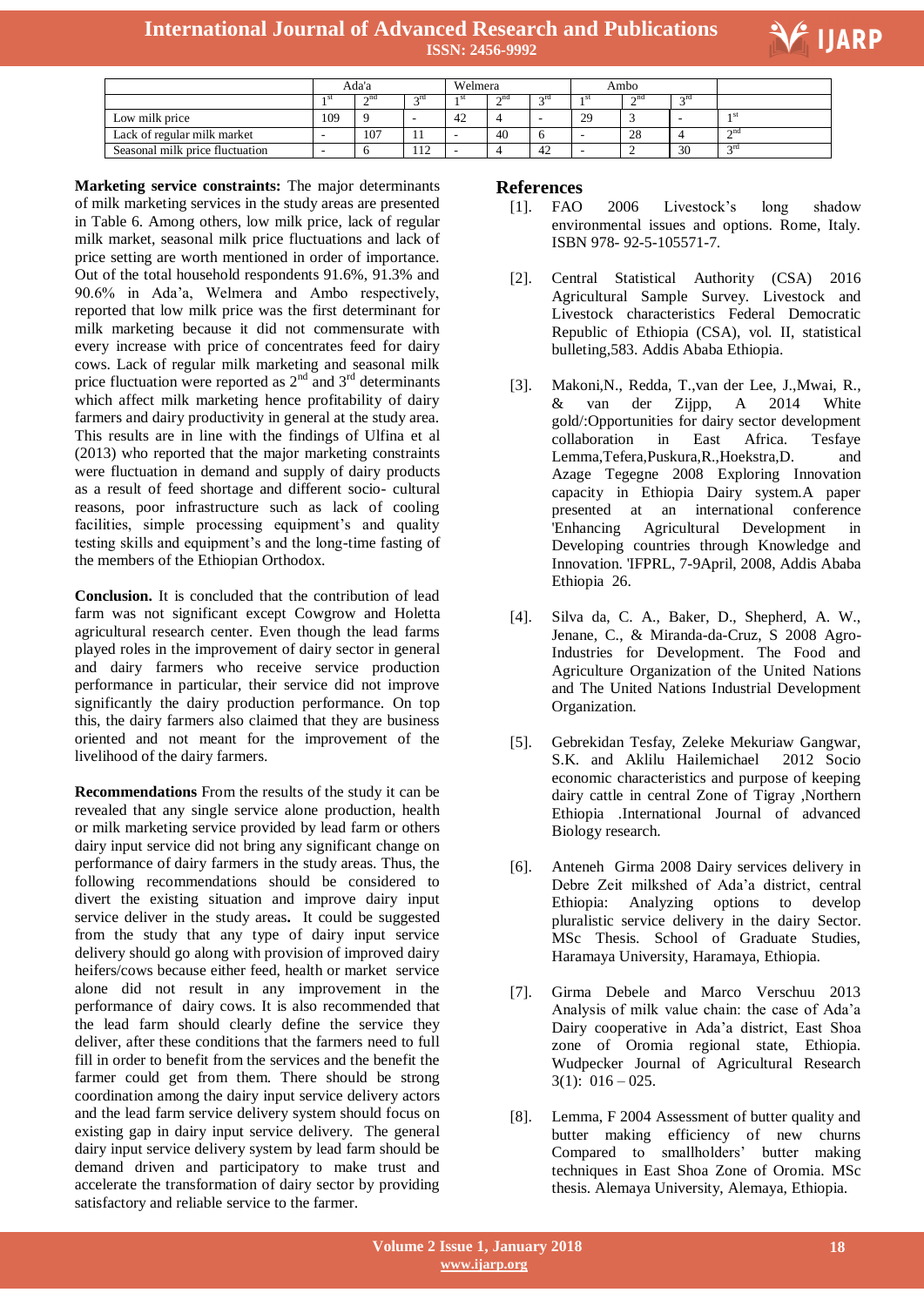| | Ada'a | | | Welmera | | | Ambo | | | |
|---|---|---|---|---|---|---|---|---|---|---|
| | 1st | 2nd | 3rd | 1st | 2nd | 3rd | 1st | 2nd | 3rd | |
| Low milk price | 109 | 9 | - | 42 | 4 | - | 29 | 3 | - | 1st |
| Lack of regular milk market | - | 107 | 11 | - | 40 | 6 | - | 28 | 4 | 2nd |
| Seasonal milk price fluctuation | - | 6 | 112 | - | 4 | 42 | - | 2 | 30 | 3rd |

**Marketing service constraints:** The major determinants of milk marketing services in the study areas are presented in Table 6. Among others, low milk price, lack of regular milk market, seasonal milk price fluctuations and lack of price setting are worth mentioned in order of importance. Out of the total household respondents 91.6%, 91.3% and 90.6% in Ada'a, Welmera and Ambo respectively, reported that low milk price was the first determinant for milk marketing because it did not commensurate with every increase with price of concentrates feed for dairy cows. Lack of regular milk marketing and seasonal milk price fluctuation were reported as 2nd and 3rd determinants which affect milk marketing hence profitability of dairy farmers and dairy productivity in general at the study area. This results are in line with the findings of Ulfina et al (2013) who reported that the major marketing constraints were fluctuation in demand and supply of dairy products as a result of feed shortage and different socio- cultural reasons, poor infrastructure such as lack of cooling facilities, simple processing equipment's and quality testing skills and equipment's and the long-time fasting of the members of the Ethiopian Orthodox.

**Conclusion.** It is concluded that the contribution of lead farm was not significant except Cowgrow and Holetta agricultural research center. Even though the lead farms played roles in the improvement of dairy sector in general and dairy farmers who receive service production performance in particular, their service did not improve significantly the dairy production performance. On top this, the dairy farmers also claimed that they are business oriented and not meant for the improvement of the livelihood of the dairy farmers.

**Recommendations** From the results of the study it can be revealed that any single service alone production, health or milk marketing service provided by lead farm or others dairy input service did not bring any significant change on performance of dairy farmers in the study areas. Thus, the following recommendations should be considered to divert the existing situation and improve dairy input service deliver in the study areas**.** It could be suggested from the study that any type of dairy input service delivery should go along with provision of improved dairy heifers/cows because either feed, health or market service alone did not result in any improvement in the performance of dairy cows. It is also recommended that the lead farm should clearly define the service they deliver, after these conditions that the farmers need to full fill in order to benefit from the services and the benefit the farmer could get from them. There should be strong coordination among the dairy input service delivery actors and the lead farm service delivery system should focus on existing gap in dairy input service delivery. The general dairy input service delivery system by lead farm should be demand driven and participatory to make trust and accelerate the transformation of dairy sector by providing satisfactory and reliable service to the farmer.

## References

[1]. FAO 2006 Livestock's long shadow environmental issues and options. Rome, Italy. ISBN 978- 92-5-105571-7.

[2]. Central Statistical Authority (CSA) 2016 Agricultural Sample Survey. Livestock and Livestock characteristics Federal Democratic Republic of Ethiopia (CSA), vol. II, statistical bulleting,583. Addis Ababa Ethiopia.

[3]. Makoni,N., Redda, T.,van der Lee, J.,Mwai, R., & van der Zijpp, A 2014 White gold/:Opportunities for dairy sector development collaboration in East Africa. Tesfaye Lemma,Tefera,Puskura,R.,Hoekstra,D. and Azage Tegegne 2008 Exploring Innovation capacity in Ethiopia Dairy system.A paper presented at an international conference 'Enhancing Agricultural Development in Developing countries through Knowledge and Innovation. 'IFPRL, 7-9April, 2008, Addis Ababa Ethiopia 26.

[4]. Silva da, C. A., Baker, D., Shepherd, A. W., Jenane, C., & Miranda-da-Cruz, S 2008 Agro-Industries for Development. The Food and Agriculture Organization of the United Nations and The United Nations Industrial Development Organization.

[5]. Gebrekidan Tesfay, Zeleke Mekuriaw Gangwar, S.K. and Aklilu Hailemichael 2012 Socio economic characteristics and purpose of keeping dairy cattle in central Zone of Tigray ,Northern Ethiopia .International Journal of advanced Biology research.

[6]. Anteneh Girma 2008 Dairy services delivery in Debre Zeit milkshed of Ada'a district, central Ethiopia: Analyzing options to develop pluralistic service delivery in the dairy Sector. MSc Thesis. School of Graduate Studies, Haramaya University, Haramaya, Ethiopia.

[7]. Girma Debele and Marco Verschuu 2013 Analysis of milk value chain: the case of Ada'a Dairy cooperative in Ada'a district, East Shoa zone of Oromia regional state, Ethiopia. Wudpecker Journal of Agricultural Research 3(1): 016 – 025.

[8]. Lemma, F 2004 Assessment of butter quality and butter making efficiency of new churns Compared to smallholders' butter making techniques in East Shoa Zone of Oromia. MSc thesis. Alemaya University, Alemaya, Ethiopia.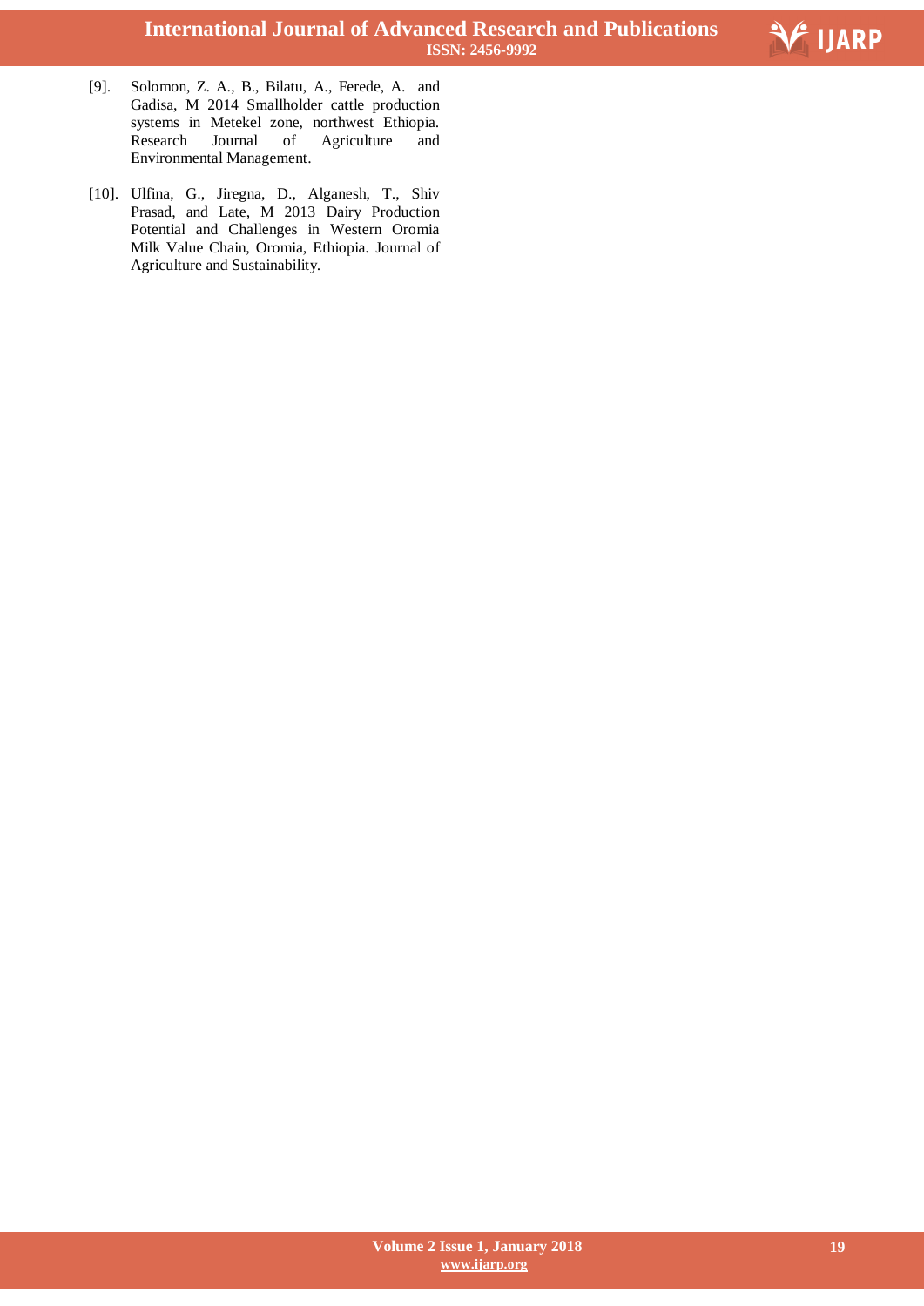[9]. Solomon, Z. A., B., Bilatu, A., Ferede, A. and Gadisa, M 2014 Smallholder cattle production systems in Metekel zone, northwest Ethiopia. Research Journal of Agriculture and Environmental Management.

[10]. Ulfina, G., Jiregna, D., Alganesh, T., Shiv Prasad, and Late, M 2013 Dairy Production Potential and Challenges in Western Oromia Milk Value Chain, Oromia, Ethiopia. Journal of Agriculture and Sustainability.